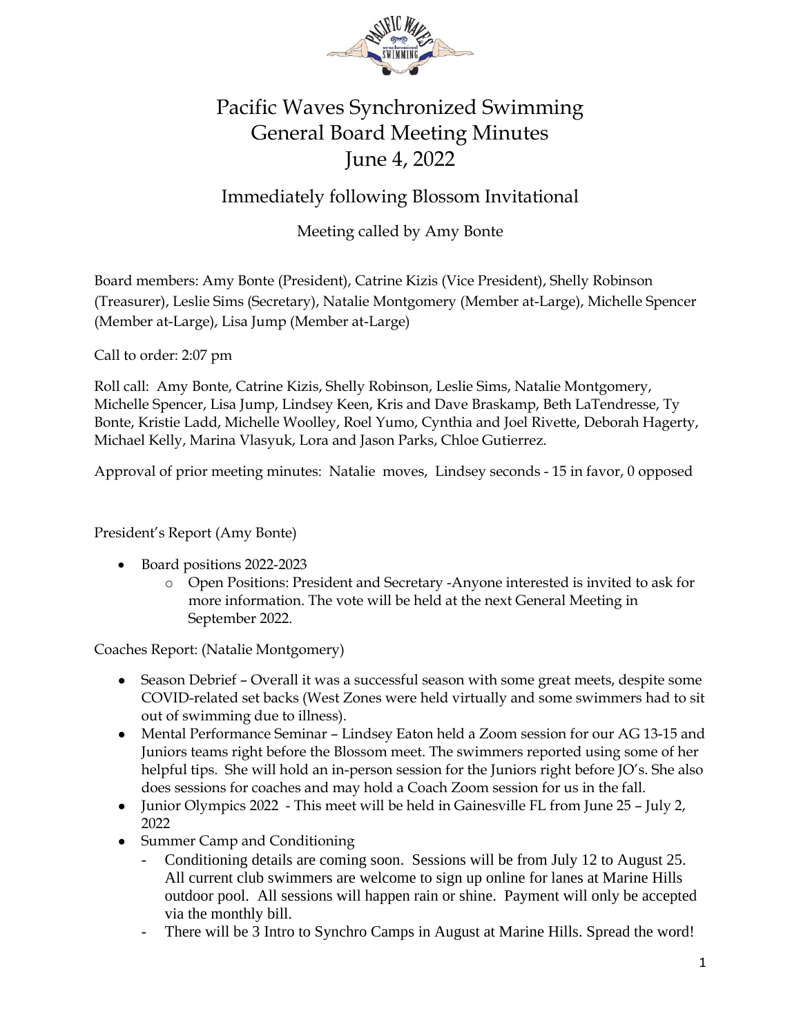# Pacific Waves Synchronized Swimming
# General Board Meeting Minutes
# June 4, 2022

## Immediately following Blossom Invitational

Meeting called by Amy Bonte

Board members: Amy Bonte (President), Catrine Kizis (Vice President), Shelly Robinson (Treasurer), Leslie Sims (Secretary), Natalie Montgomery (Member at-Large), Michelle Spencer (Member at-Large), Lisa Jump (Member at-Large)

Call to order: 2:07 pm

Roll call: Amy Bonte, Catrine Kizis, Shelly Robinson, Leslie Sims, Natalie Montgomery, Michelle Spencer, Lisa Jump, Lindsey Keen, Kris and Dave Braskamp, Beth LaTendresse, Ty Bonte, Kristie Ladd, Michelle Woolley, Roel Yumo, Cynthia and Joel Rivette, Deborah Hagerty, Michael Kelly, Marina Vlasyuk, Lora and Jason Parks, Chloe Gutierrez.

Approval of prior meeting minutes: Natalie moves, Lindsey seconds - 15 in favor, 0 opposed

President's Report (Amy Bonte)

- Board positions 2022-2023
  - Open Positions: President and Secretary -Anyone interested is invited to ask for more information. The vote will be held at the next General Meeting in September 2022.

Coaches Report: (Natalie Montgomery)

- Season Debrief – Overall it was a successful season with some great meets, despite some COVID-related set backs (West Zones were held virtually and some swimmers had to sit out of swimming due to illness).
- Mental Performance Seminar – Lindsey Eaton held a Zoom session for our AG 13-15 and Juniors teams right before the Blossom meet. The swimmers reported using some of her helpful tips. She will hold an in-person session for the Juniors right before JO's. She also does sessions for coaches and may hold a Coach Zoom session for us in the fall.
- Junior Olympics 2022 - This meet will be held in Gainesville FL from June 25 – July 2, 2022
- Summer Camp and Conditioning
  - Conditioning details are coming soon. Sessions will be from July 12 to August 25. All current club swimmers are welcome to sign up online for lanes at Marine Hills outdoor pool. All sessions will happen rain or shine. Payment will only be accepted via the monthly bill.
  - There will be 3 Intro to Synchro Camps in August at Marine Hills. Spread the word!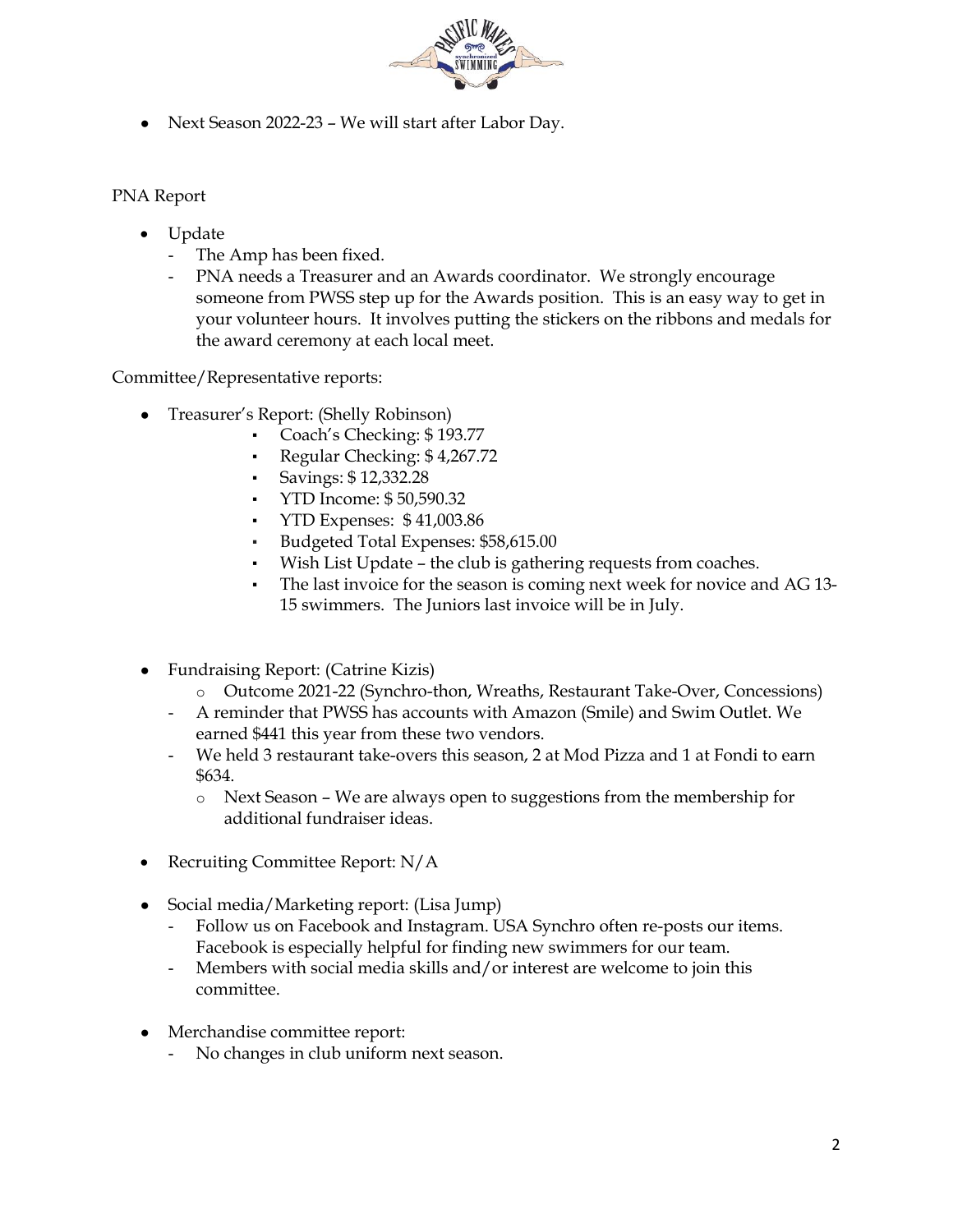- Next Season 2022-23 – We will start after Labor Day.

PNA Report

- Update
  - The Amp has been fixed.
  - PNA needs a Treasurer and an Awards coordinator. We strongly encourage someone from PWSS step up for the Awards position. This is an easy way to get in your volunteer hours. It involves putting the stickers on the ribbons and medals for the award ceremony at each local meet.

Committee/Representative reports:

- Treasurer's Report: (Shelly Robinson)
  - Coach's Checking: $ 193.77
  - Regular Checking: $ 4,267.72
  - Savings: $ 12,332.28
  - YTD Income: $ 50,590.32
  - YTD Expenses: $ 41,003.86
  - Budgeted Total Expenses: $58,615.00
  - Wish List Update – the club is gathering requests from coaches.
  - The last invoice for the season is coming next week for novice and AG 13-15 swimmers. The Juniors last invoice will be in July.

- Fundraising Report: (Catrine Kizis)
  - Outcome 2021-22 (Synchro-thon, Wreaths, Restaurant Take-Over, Concessions)
  - A reminder that PWSS has accounts with Amazon (Smile) and Swim Outlet. We earned $441 this year from these two vendors.
  - We held 3 restaurant take-overs this season, 2 at Mod Pizza and 1 at Fondi to earn $634.
    - Next Season – We are always open to suggestions from the membership for additional fundraiser ideas.

- Recruiting Committee Report: N/A

- Social media/Marketing report: (Lisa Jump)
  - Follow us on Facebook and Instagram. USA Synchro often re-posts our items. Facebook is especially helpful for finding new swimmers for our team.
  - Members with social media skills and/or interest are welcome to join this committee.

- Merchandise committee report:
  - No changes in club uniform next season.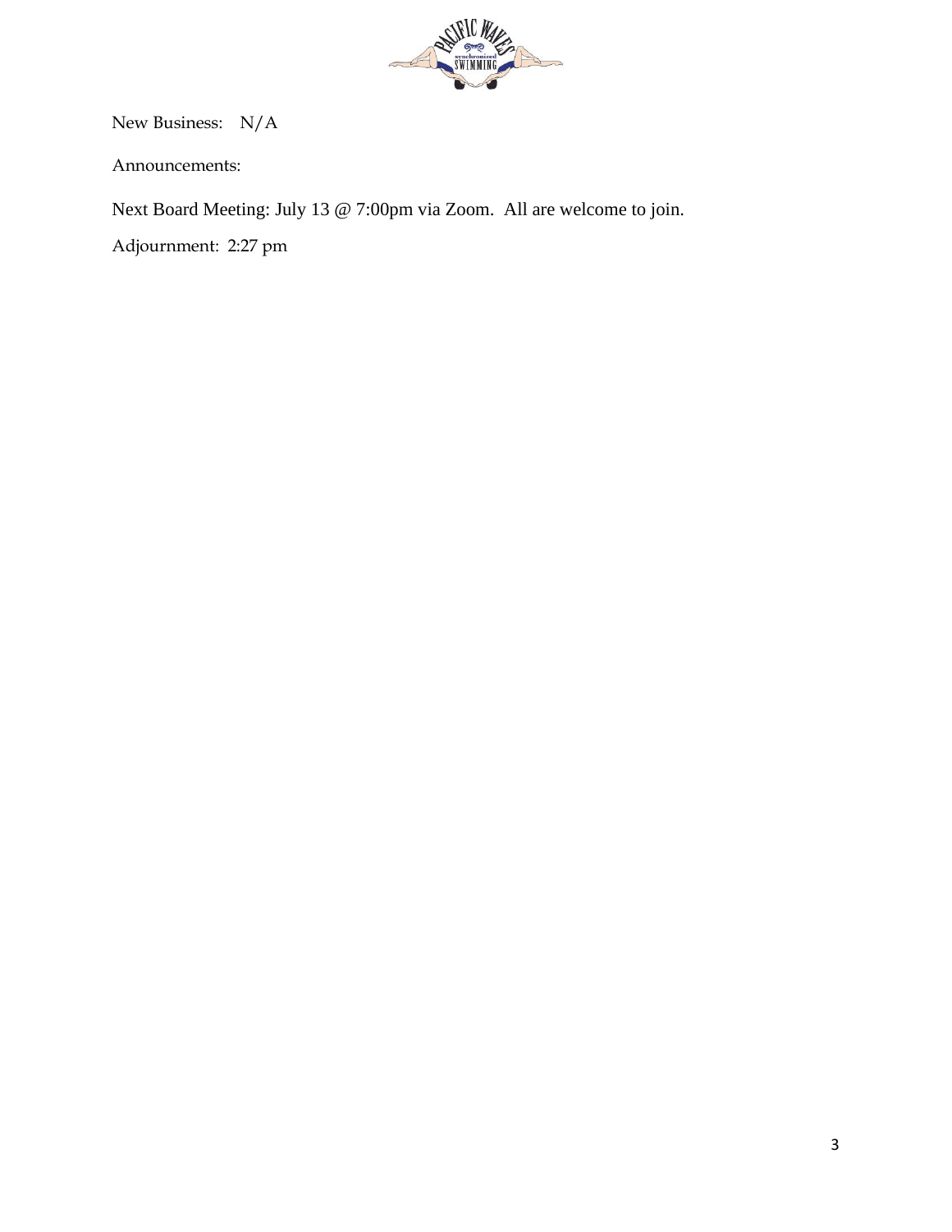New Business: N/A

Announcements:

Next Board Meeting: July 13 @ 7:00pm via Zoom. All are welcome to join.

Adjournment: 2:27 pm